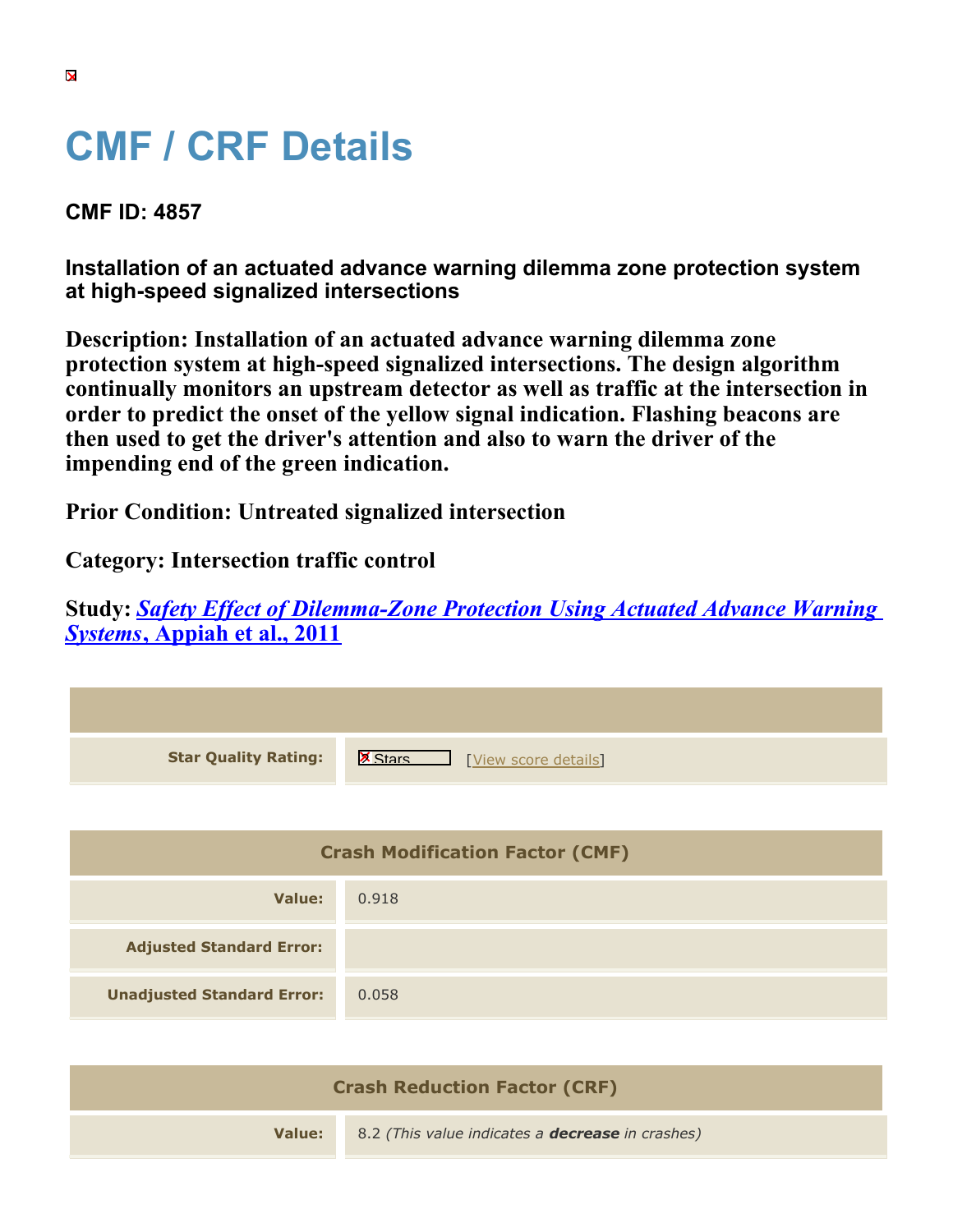# CMF / CRF Details

**CMF ID: 4857**

**Installation of an actuated advance warning dilemma zone protection system at high-speed signalized intersections**

**Description: Installation of an actuated advance warning dilemma zone protection system at high-speed signalized intersections. The design algorithm continually monitors an upstream detector as well as traffic at the intersection in order to predict the onset of the yellow signal indication. Flashing beacons are then used to get the driver's attention and also to warn the driver of the impending end of the green indication.**

**Prior Condition: Untreated signalized intersection**

**Category: Intersection traffic control**

**Study: *Safety Effect of Dilemma-Zone Protection Using Actuated Advance Warning Systems*, Appiah et al., 2011**

| | |
|---|---|
| **Star Quality Rating:** | Stars [View score details] |

| Crash Modification Factor (CMF) | |
|---|---|
| **Value:** | 0.918 |
| **Adjusted Standard Error:** | |
| **Unadjusted Standard Error:** | 0.058 |

| Crash Reduction Factor (CRF) | |
|---|---|
| **Value:** | 8.2 *(This value indicates a **decrease** in crashes)* |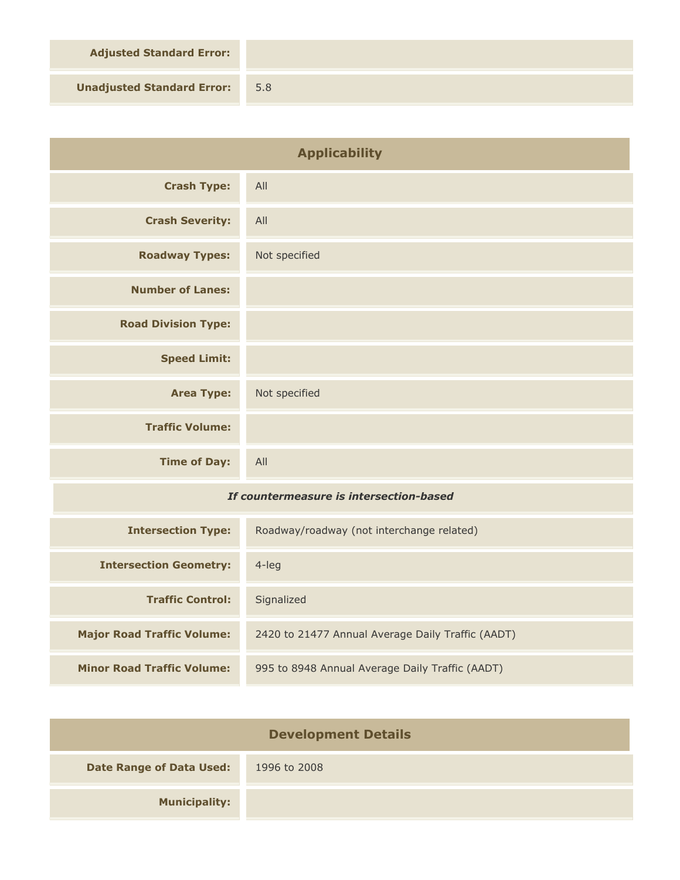| | |
|---|---|
| **Adjusted Standard Error:** | |
| **Unadjusted Standard Error:** | 5.8 |

## Applicability

| | |
|---|---|
| **Crash Type:** | All |
| **Crash Severity:** | All |
| **Roadway Types:** | Not specified |
| **Number of Lanes:** | |
| **Road Division Type:** | |
| **Speed Limit:** | |
| **Area Type:** | Not specified |
| **Traffic Volume:** | |
| **Time of Day:** | All |

***If countermeasure is intersection-based***

| | |
|---|---|
| **Intersection Type:** | Roadway/roadway (not interchange related) |
| **Intersection Geometry:** | 4-leg |
| **Traffic Control:** | Signalized |
| **Major Road Traffic Volume:** | 2420 to 21477 Annual Average Daily Traffic (AADT) |
| **Minor Road Traffic Volume:** | 995 to 8948 Annual Average Daily Traffic (AADT) |

## Development Details

| | |
|---|---|
| **Date Range of Data Used:** | 1996 to 2008 |
| **Municipality:** | |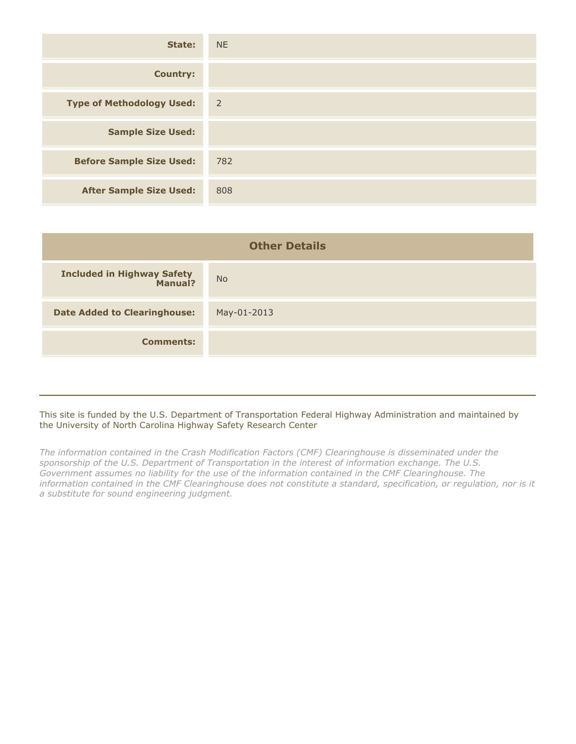| | |
|---|---|
| **State:** | NE |
| **Country:** | |
| **Type of Methodology Used:** | 2 |
| **Sample Size Used:** | |
| **Before Sample Size Used:** | 782 |
| **After Sample Size Used:** | 808 |

## Other Details

| | |
|---|---|
| **Included in Highway Safety Manual?** | No |
| **Date Added to Clearinghouse:** | May-01-2013 |
| **Comments:** | |

---

This site is funded by the U.S. Department of Transportation Federal Highway Administration and maintained by the University of North Carolina Highway Safety Research Center

*The information contained in the Crash Modification Factors (CMF) Clearinghouse is disseminated under the sponsorship of the U.S. Department of Transportation in the interest of information exchange. The U.S. Government assumes no liability for the use of the information contained in the CMF Clearinghouse. The information contained in the CMF Clearinghouse does not constitute a standard, specification, or regulation, nor is it a substitute for sound engineering judgment.*